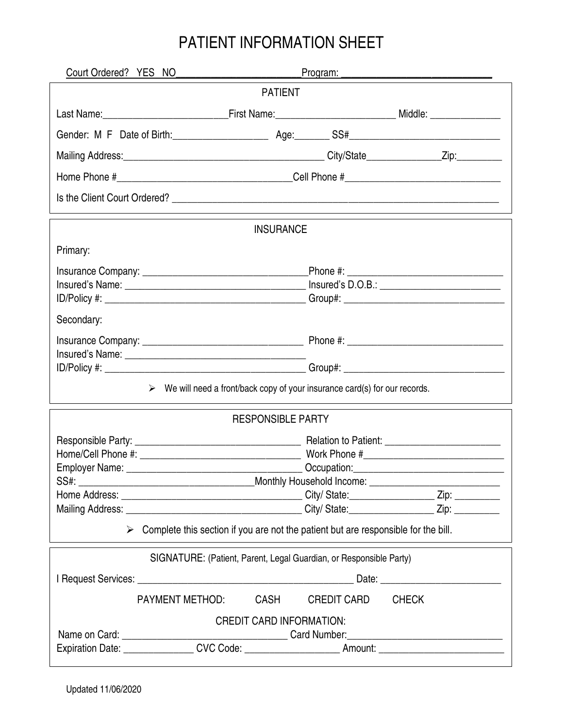# PATIENT INFORMATION SHEET

Court Ordered? YES NO________________________ Program: ____________________________

## PATIENT

Last Name:________________________ First Name:________________________ Middle: ______________

Gender: M F Date of Birth:___________________ Age:_______ SS#______________________________

Mailing Address:________________________________________ City/State_______________ Zip:_________

Home Phone #__________________________________ Cell Phone #______________________________

Is the Client Court Ordered? ______________________________________________________________________

## INSURANCE

Primary:

Insurance Company: ________________________________ Phone #: ______________________________
Insured's Name: ___________________________________ Insured's D.O.B.: _______________________
ID/Policy #: ______________________________________ Group#: _______________________________

Secondary:

Insurance Company: _______________________________ Phone #: ______________________________
Insured's Name: ___________________________________
ID/Policy #: ______________________________________ Group#: _______________________________

- We will need a front/back copy of your insurance card(s) for our records.

## RESPONSIBLE PARTY

Responsible Party: _________________________________ Relation to Patient: _______________________
Home/Cell Phone #: ________________________________ Work Phone #___________________________
Employer Name: ___________________________________ Occupation:____________________________
SS#: ___________________________________ Monthly Household Income: _________________________
Home Address: ____________________________________ City/ State:________________ Zip: _________
Mailing Address: ___________________________________ City/ State:________________ Zip: _________

- Complete this section if you are not the patient but are responsible for the bill.

## SIGNATURE: (Patient, Parent, Legal Guardian, or Responsible Party)

I Request Services: _____________________________________________ Date: ________________________

PAYMENT METHOD: CASH CREDIT CARD CHECK

CREDIT CARD INFORMATION:

Name on Card: ________________________________ Card Number:______________________________
Expiration Date: ______________ CVC Code: ___________________ Amount: _________________________

Updated 11/06/2020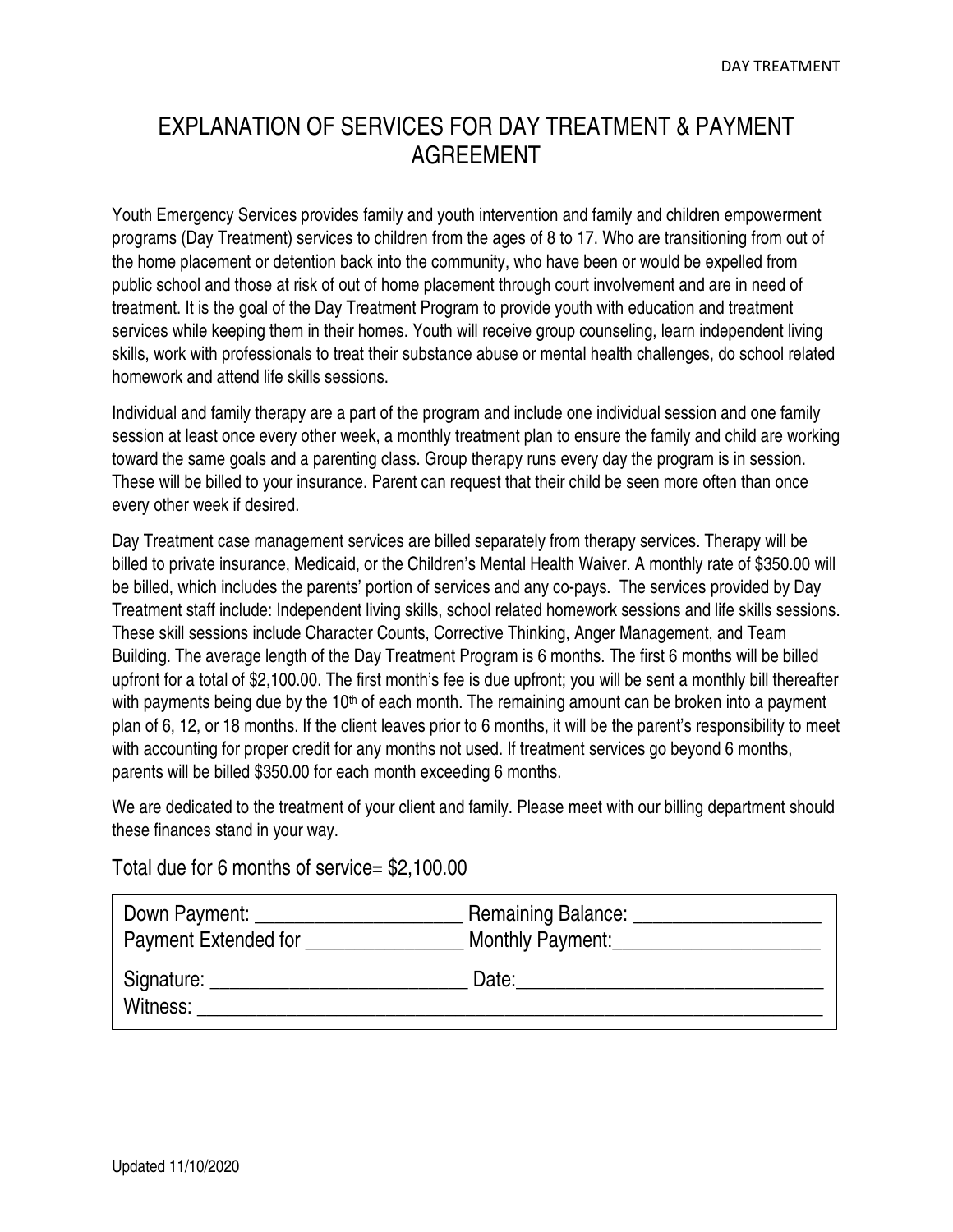# EXPLANATION OF SERVICES FOR DAY TREATMENT & PAYMENT AGREEMENT

Youth Emergency Services provides family and youth intervention and family and children empowerment programs (Day Treatment) services to children from the ages of 8 to 17. Who are transitioning from out of the home placement or detention back into the community, who have been or would be expelled from public school and those at risk of out of home placement through court involvement and are in need of treatment. It is the goal of the Day Treatment Program to provide youth with education and treatment services while keeping them in their homes. Youth will receive group counseling, learn independent living skills, work with professionals to treat their substance abuse or mental health challenges, do school related homework and attend life skills sessions.

Individual and family therapy are a part of the program and include one individual session and one family session at least once every other week, a monthly treatment plan to ensure the family and child are working toward the same goals and a parenting class. Group therapy runs every day the program is in session. These will be billed to your insurance. Parent can request that their child be seen more often than once every other week if desired.

Day Treatment case management services are billed separately from therapy services. Therapy will be billed to private insurance, Medicaid, or the Children's Mental Health Waiver. A monthly rate of $350.00 will be billed, which includes the parents' portion of services and any co-pays. The services provided by Day Treatment staff include: Independent living skills, school related homework sessions and life skills sessions. These skill sessions include Character Counts, Corrective Thinking, Anger Management, and Team Building. The average length of the Day Treatment Program is 6 months. The first 6 months will be billed upfront for a total of $2,100.00. The first month's fee is due upfront; you will be sent a monthly bill thereafter with payments being due by the 10th of each month. The remaining amount can be broken into a payment plan of 6, 12, or 18 months. If the client leaves prior to 6 months, it will be the parent's responsibility to meet with accounting for proper credit for any months not used. If treatment services go beyond 6 months, parents will be billed $350.00 for each month exceeding 6 months.

We are dedicated to the treatment of your client and family. Please meet with our billing department should these finances stand in your way.

Total due for 6 months of service= $2,100.00

Down Payment: ____________________ Remaining Balance: ____________________

Payment Extended for ________________ Monthly Payment: ____________________

Signature: __________________________ Date: ______________________________

Witness: ____________________________________________________________

Updated 11/10/2020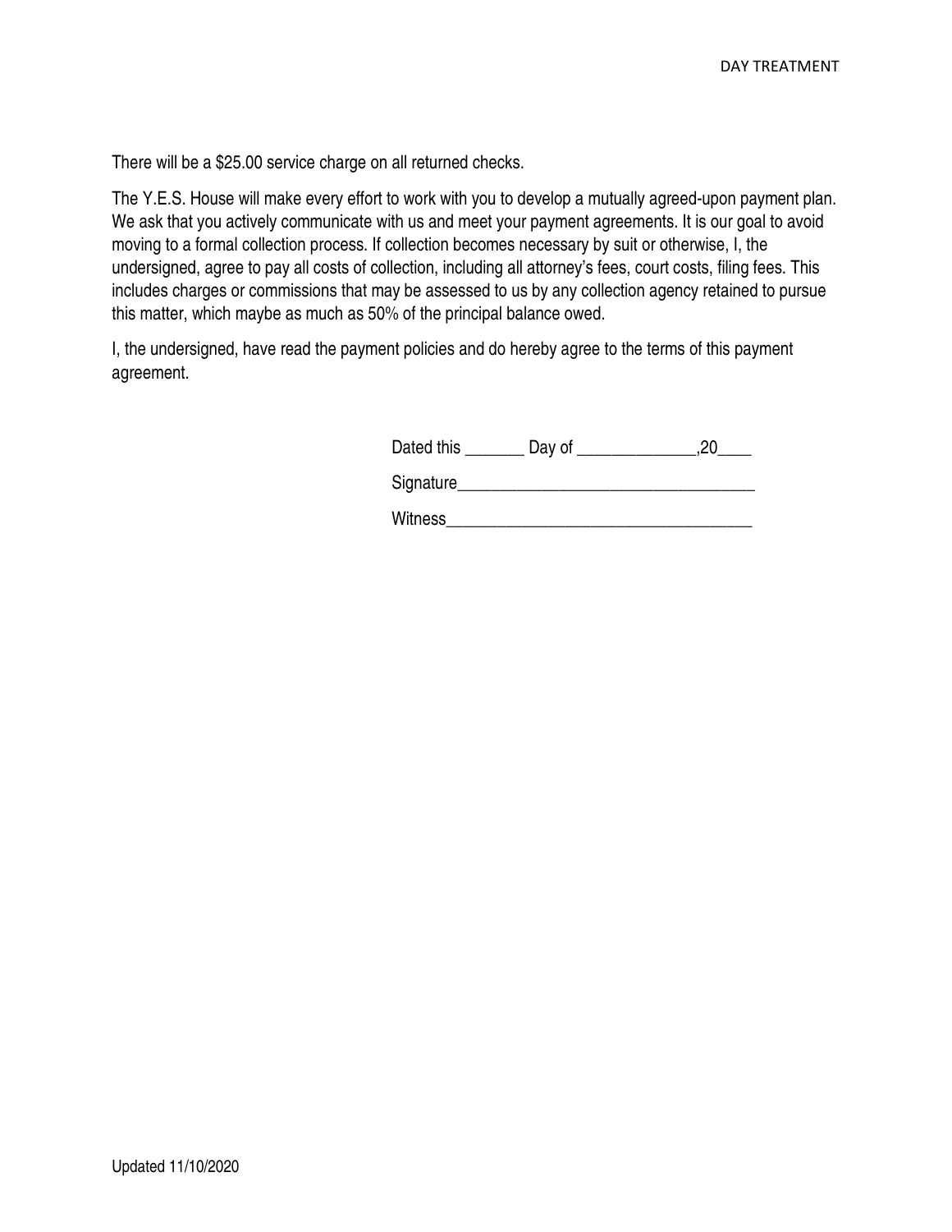There will be a $25.00 service charge on all returned checks.

The Y.E.S. House will make every effort to work with you to develop a mutually agreed-upon payment plan. We ask that you actively communicate with us and meet your payment agreements. It is our goal to avoid moving to a formal collection process. If collection becomes necessary by suit or otherwise, I, the undersigned, agree to pay all costs of collection, including all attorney's fees, court costs, filing fees. This includes charges or commissions that may be assessed to us by any collection agency retained to pursue this matter, which maybe as much as 50% of the principal balance owed.

I, the undersigned, have read the payment policies and do hereby agree to the terms of this payment agreement.

Dated this _______ Day of ______________,20____

Signature___________________________________

Witness____________________________________

Updated 11/10/2020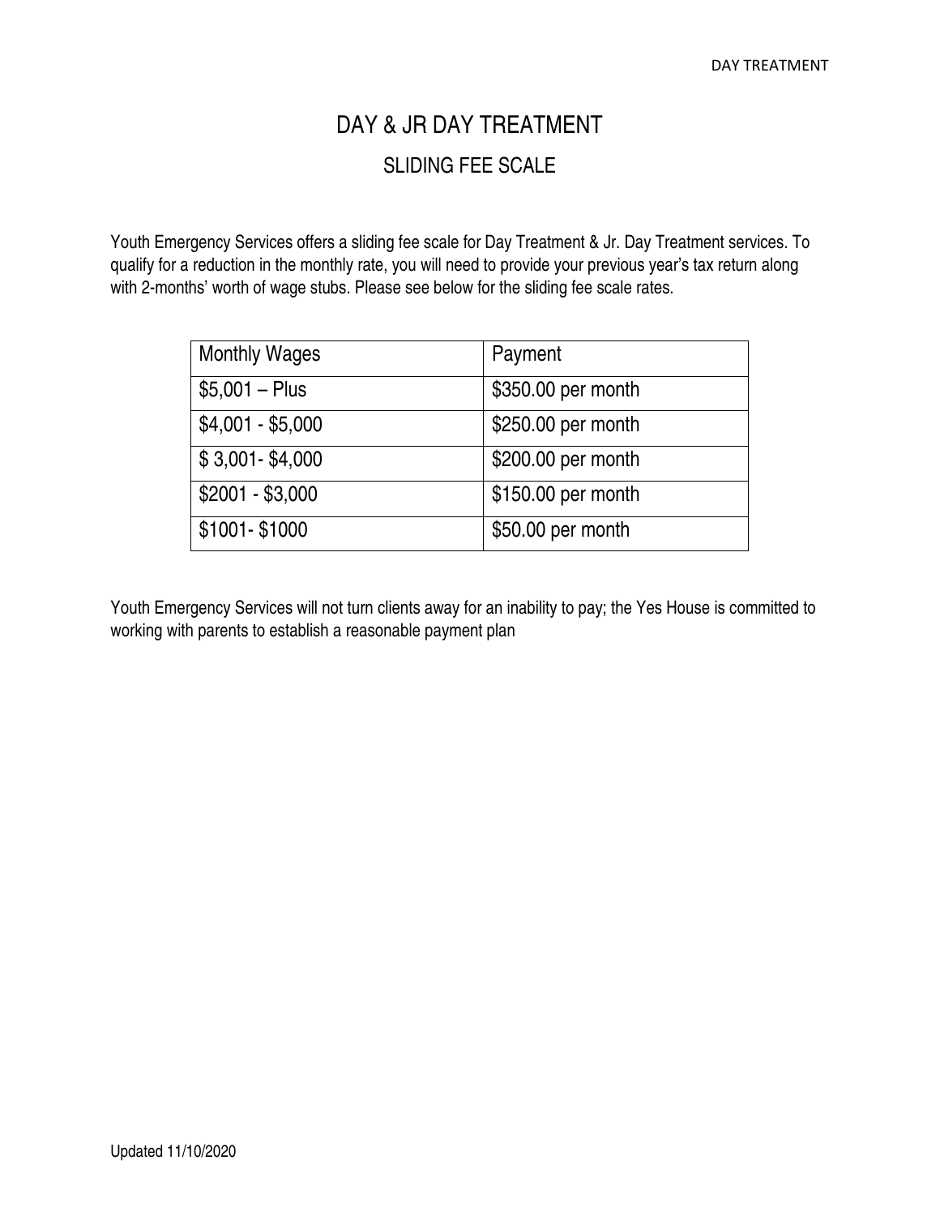# DAY & JR DAY TREATMENT

## SLIDING FEE SCALE

Youth Emergency Services offers a sliding fee scale for Day Treatment & Jr. Day Treatment services. To qualify for a reduction in the monthly rate, you will need to provide your previous year's tax return along with 2-months' worth of wage stubs. Please see below for the sliding fee scale rates.

| Monthly Wages | Payment |
|---|---|
| $5,001 – Plus | $350.00 per month |
| $4,001 - $5,000 | $250.00 per month |
| $ 3,001- $4,000 | $200.00 per month |
| $2001 - $3,000 | $150.00 per month |
| $1001- $1000 | $50.00 per month |

Youth Emergency Services will not turn clients away for an inability to pay; the Yes House is committed to working with parents to establish a reasonable payment plan

Updated 11/10/2020